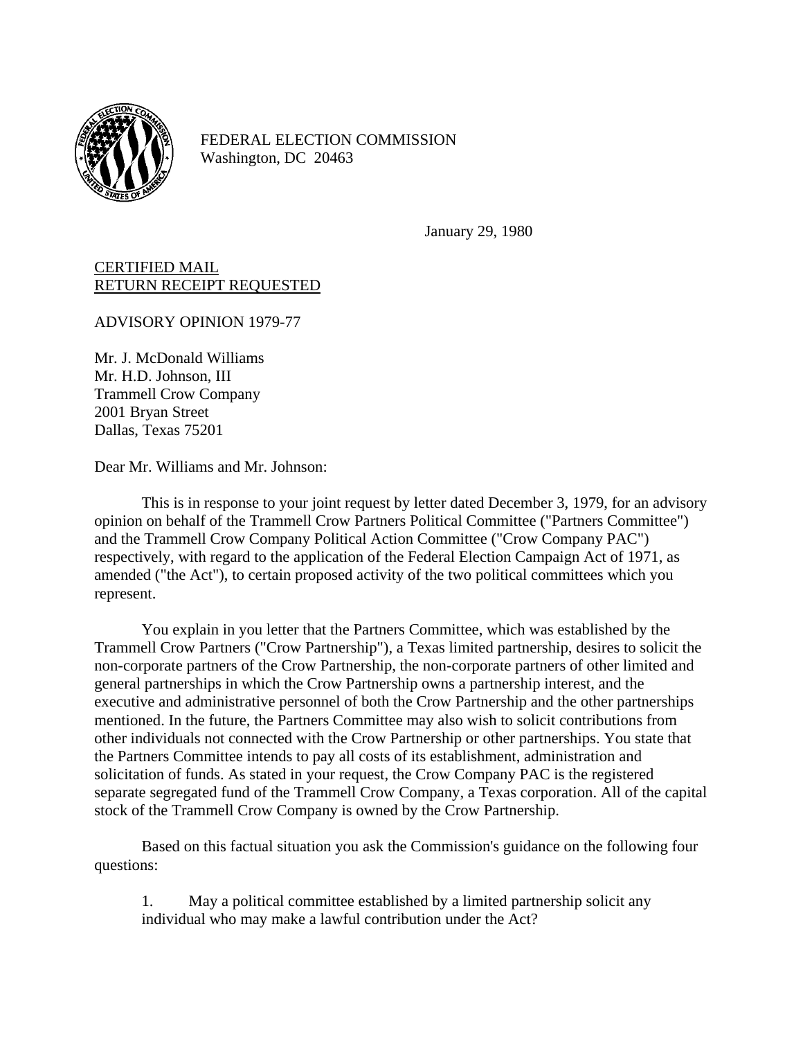FEDERAL ELECTION COMMISSION
Washington, DC 20463

January 29, 1980

<u>CERTIFIED MAIL</u>
<u>RETURN RECEIPT REQUESTED</u>

ADVISORY OPINION 1979-77

Mr. J. McDonald Williams
Mr. H.D. Johnson, III
Trammell Crow Company
2001 Bryan Street
Dallas, Texas 75201

Dear Mr. Williams and Mr. Johnson:

This is in response to your joint request by letter dated December 3, 1979, for an advisory opinion on behalf of the Trammell Crow Partners Political Committee ("Partners Committee") and the Trammell Crow Company Political Action Committee ("Crow Company PAC") respectively, with regard to the application of the Federal Election Campaign Act of 1971, as amended ("the Act"), to certain proposed activity of the two political committees which you represent.

You explain in you letter that the Partners Committee, which was established by the Trammell Crow Partners ("Crow Partnership"), a Texas limited partnership, desires to solicit the non-corporate partners of the Crow Partnership, the non-corporate partners of other limited and general partnerships in which the Crow Partnership owns a partnership interest, and the executive and administrative personnel of both the Crow Partnership and the other partnerships mentioned. In the future, the Partners Committee may also wish to solicit contributions from other individuals not connected with the Crow Partnership or other partnerships. You state that the Partners Committee intends to pay all costs of its establishment, administration and solicitation of funds. As stated in your request, the Crow Company PAC is the registered separate segregated fund of the Trammell Crow Company, a Texas corporation. All of the capital stock of the Trammell Crow Company is owned by the Crow Partnership.

Based on this factual situation you ask the Commission's guidance on the following four questions:

1. May a political committee established by a limited partnership solicit any individual who may make a lawful contribution under the Act?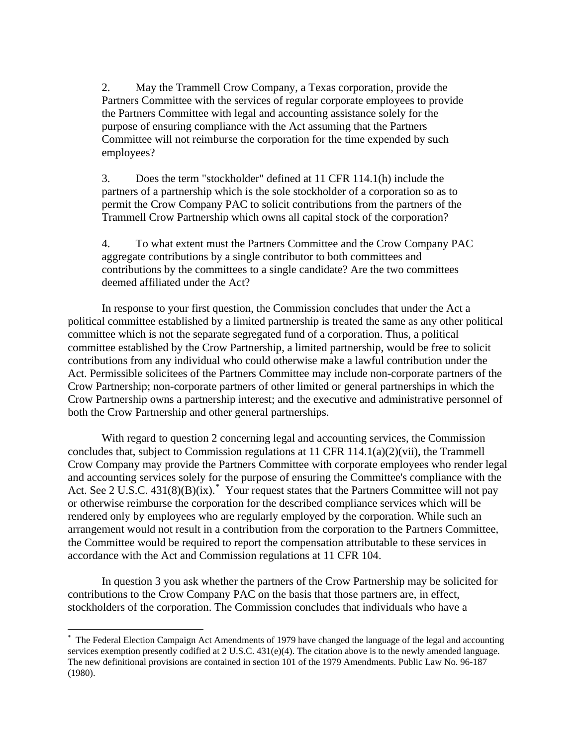2. May the Trammell Crow Company, a Texas corporation, provide the Partners Committee with the services of regular corporate employees to provide the Partners Committee with legal and accounting assistance solely for the purpose of ensuring compliance with the Act assuming that the Partners Committee will not reimburse the corporation for the time expended by such employees?

3. Does the term "stockholder" defined at 11 CFR 114.1(h) include the partners of a partnership which is the sole stockholder of a corporation so as to permit the Crow Company PAC to solicit contributions from the partners of the Trammell Crow Partnership which owns all capital stock of the corporation?

4. To what extent must the Partners Committee and the Crow Company PAC aggregate contributions by a single contributor to both committees and contributions by the committees to a single candidate? Are the two committees deemed affiliated under the Act?

In response to your first question, the Commission concludes that under the Act a political committee established by a limited partnership is treated the same as any other political committee which is not the separate segregated fund of a corporation. Thus, a political committee established by the Crow Partnership, a limited partnership, would be free to solicit contributions from any individual who could otherwise make a lawful contribution under the Act. Permissible solicitees of the Partners Committee may include non-corporate partners of the Crow Partnership; non-corporate partners of other limited or general partnerships in which the Crow Partnership owns a partnership interest; and the executive and administrative personnel of both the Crow Partnership and other general partnerships.

With regard to question 2 concerning legal and accounting services, the Commission concludes that, subject to Commission regulations at 11 CFR 114.1(a)(2)(vii), the Trammell Crow Company may provide the Partners Committee with corporate employees who render legal and accounting services solely for the purpose of ensuring the Committee's compliance with the Act. See 2 U.S.C. 431(8)(B)(ix).* Your request states that the Partners Committee will not pay or otherwise reimburse the corporation for the described compliance services which will be rendered only by employees who are regularly employed by the corporation. While such an arrangement would not result in a contribution from the corporation to the Partners Committee, the Committee would be required to report the compensation attributable to these services in accordance with the Act and Commission regulations at 11 CFR 104.

In question 3 you ask whether the partners of the Crow Partnership may be solicited for contributions to the Crow Company PAC on the basis that those partners are, in effect, stockholders of the corporation. The Commission concludes that individuals who have a

---

* The Federal Election Campaign Act Amendments of 1979 have changed the language of the legal and accounting services exemption presently codified at 2 U.S.C. 431(e)(4). The citation above is to the newly amended language. The new definitional provisions are contained in section 101 of the 1979 Amendments. Public Law No. 96-187 (1980).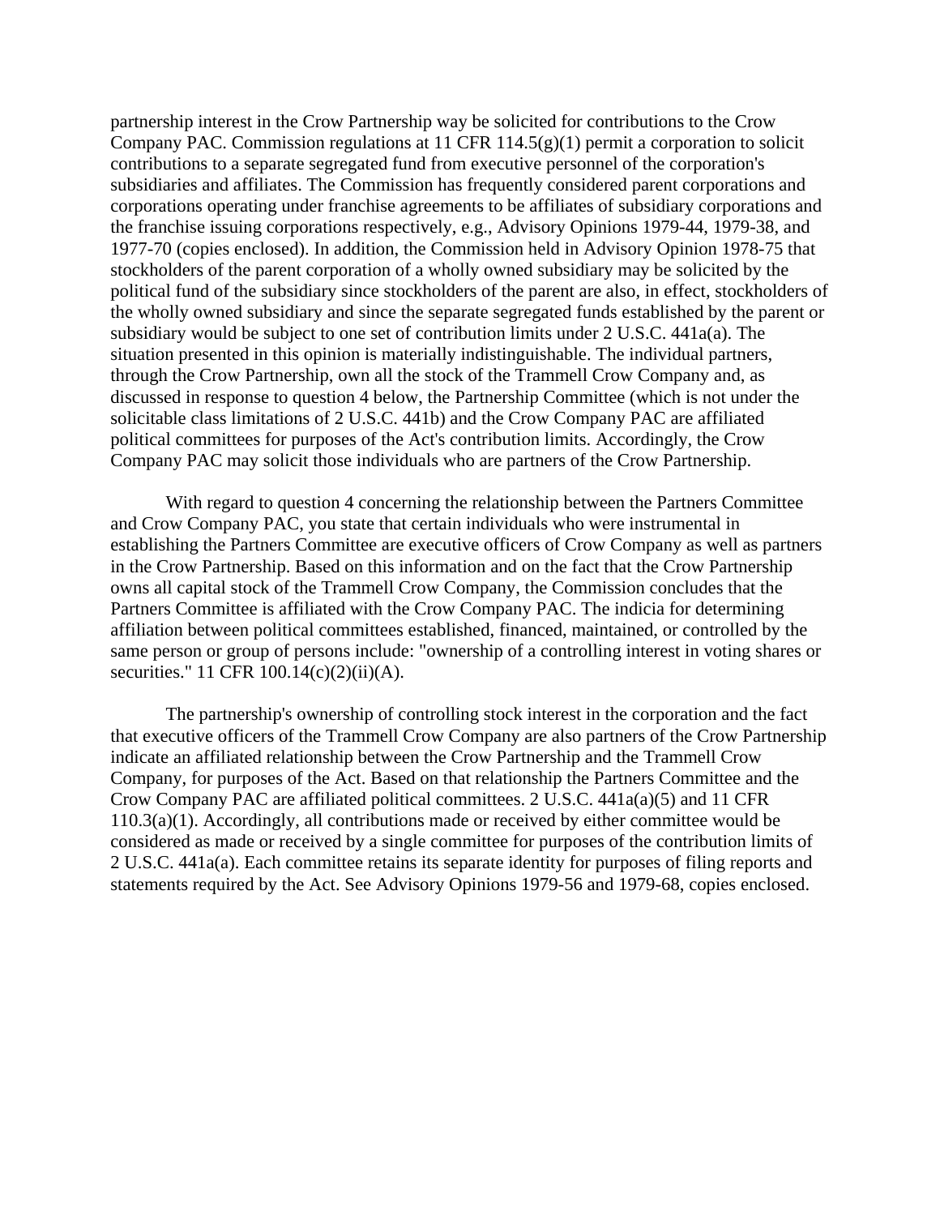partnership interest in the Crow Partnership way be solicited for contributions to the Crow Company PAC. Commission regulations at 11 CFR 114.5(g)(1) permit a corporation to solicit contributions to a separate segregated fund from executive personnel of the corporation's subsidiaries and affiliates. The Commission has frequently considered parent corporations and corporations operating under franchise agreements to be affiliates of subsidiary corporations and the franchise issuing corporations respectively, e.g., Advisory Opinions 1979-44, 1979-38, and 1977-70 (copies enclosed). In addition, the Commission held in Advisory Opinion 1978-75 that stockholders of the parent corporation of a wholly owned subsidiary may be solicited by the political fund of the subsidiary since stockholders of the parent are also, in effect, stockholders of the wholly owned subsidiary and since the separate segregated funds established by the parent or subsidiary would be subject to one set of contribution limits under 2 U.S.C. 441a(a). The situation presented in this opinion is materially indistinguishable. The individual partners, through the Crow Partnership, own all the stock of the Trammell Crow Company and, as discussed in response to question 4 below, the Partnership Committee (which is not under the solicitable class limitations of 2 U.S.C. 441b) and the Crow Company PAC are affiliated political committees for purposes of the Act's contribution limits. Accordingly, the Crow Company PAC may solicit those individuals who are partners of the Crow Partnership.

With regard to question 4 concerning the relationship between the Partners Committee and Crow Company PAC, you state that certain individuals who were instrumental in establishing the Partners Committee are executive officers of Crow Company as well as partners in the Crow Partnership. Based on this information and on the fact that the Crow Partnership owns all capital stock of the Trammell Crow Company, the Commission concludes that the Partners Committee is affiliated with the Crow Company PAC. The indicia for determining affiliation between political committees established, financed, maintained, or controlled by the same person or group of persons include: "ownership of a controlling interest in voting shares or securities." 11 CFR 100.14(c)(2)(ii)(A).

The partnership's ownership of controlling stock interest in the corporation and the fact that executive officers of the Trammell Crow Company are also partners of the Crow Partnership indicate an affiliated relationship between the Crow Partnership and the Trammell Crow Company, for purposes of the Act. Based on that relationship the Partners Committee and the Crow Company PAC are affiliated political committees. 2 U.S.C. 441a(a)(5) and 11 CFR 110.3(a)(1). Accordingly, all contributions made or received by either committee would be considered as made or received by a single committee for purposes of the contribution limits of 2 U.S.C. 441a(a). Each committee retains its separate identity for purposes of filing reports and statements required by the Act. See Advisory Opinions 1979-56 and 1979-68, copies enclosed.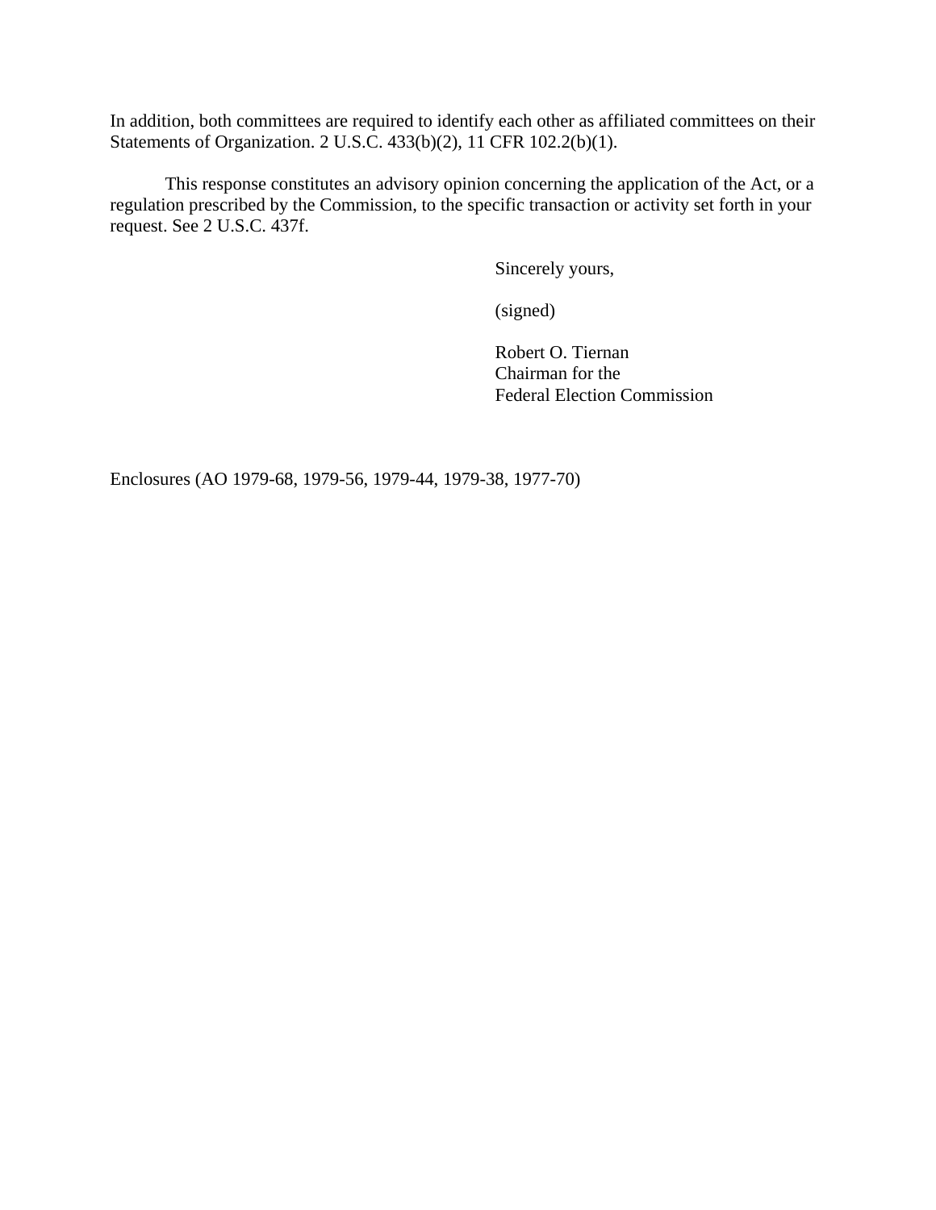In addition, both committees are required to identify each other as affiliated committees on their Statements of Organization. 2 U.S.C. 433(b)(2), 11 CFR 102.2(b)(1).

This response constitutes an advisory opinion concerning the application of the Act, or a regulation prescribed by the Commission, to the specific transaction or activity set forth in your request. See 2 U.S.C. 437f.

Sincerely yours,

(signed)

Robert O. Tiernan  
Chairman for the  
Federal Election Commission

Enclosures (AO 1979-68, 1979-56, 1979-44, 1979-38, 1977-70)